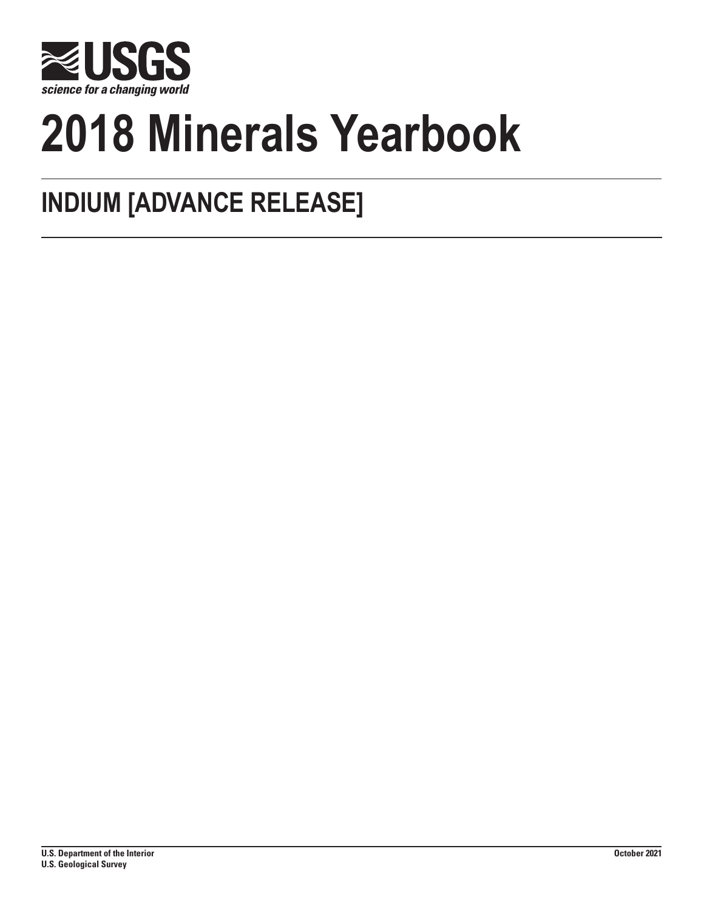**USGS**
*science for a changing world*

# 2018 Minerals Yearbook

## INDIUM [ADVANCE RELEASE]

**U.S. Department of the Interior**
**U.S. Geological Survey**

**October 2021**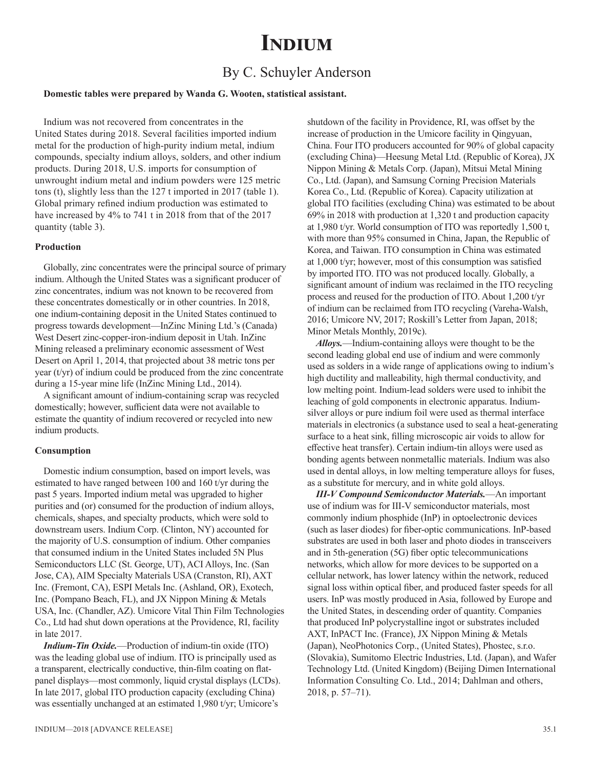# Indium

## By C. Schuyler Anderson

**Domestic tables were prepared by Wanda G. Wooten, statistical assistant.**

Indium was not recovered from concentrates in the United States during 2018. Several facilities imported indium metal for the production of high-purity indium metal, indium compounds, specialty indium alloys, solders, and other indium products. During 2018, U.S. imports for consumption of unwrought indium metal and indium powders were 125 metric tons (t), slightly less than the 127 t imported in 2017 (table 1). Global primary refined indium production was estimated to have increased by 4% to 741 t in 2018 from that of the 2017 quantity (table 3).

### Production

Globally, zinc concentrates were the principal source of primary indium. Although the United States was a significant producer of zinc concentrates, indium was not known to be recovered from these concentrates domestically or in other countries. In 2018, one indium-containing deposit in the United States continued to progress towards development—InZinc Mining Ltd.'s (Canada) West Desert zinc-copper-iron-indium deposit in Utah. InZinc Mining released a preliminary economic assessment of West Desert on April 1, 2014, that projected about 38 metric tons per year (t/yr) of indium could be produced from the zinc concentrate during a 15-year mine life (InZinc Mining Ltd., 2014).

A significant amount of indium-containing scrap was recycled domestically; however, sufficient data were not available to estimate the quantity of indium recovered or recycled into new indium products.

### Consumption

Domestic indium consumption, based on import levels, was estimated to have ranged between 100 and 160 t/yr during the past 5 years. Imported indium metal was upgraded to higher purities and (or) consumed for the production of indium alloys, chemicals, shapes, and specialty products, which were sold to downstream users. Indium Corp. (Clinton, NY) accounted for the majority of U.S. consumption of indium. Other companies that consumed indium in the United States included 5N Plus Semiconductors LLC (St. George, UT), ACI Alloys, Inc. (San Jose, CA), AIM Specialty Materials USA (Cranston, RI), AXT Inc. (Fremont, CA), ESPI Metals Inc. (Ashland, OR), Exotech, Inc. (Pompano Beach, FL), and JX Nippon Mining & Metals USA, Inc. (Chandler, AZ). Umicore Vital Thin Film Technologies Co., Ltd had shut down operations at the Providence, RI, facility in late 2017.

***Indium-Tin Oxide.***—Production of indium-tin oxide (ITO) was the leading global use of indium. ITO is principally used as a transparent, electrically conductive, thin-film coating on flat-panel displays—most commonly, liquid crystal displays (LCDs). In late 2017, global ITO production capacity (excluding China) was essentially unchanged at an estimated 1,980 t/yr; Umicore's shutdown of the facility in Providence, RI, was offset by the increase of production in the Umicore facility in Qingyuan, China. Four ITO producers accounted for 90% of global capacity (excluding China)—Heesung Metal Ltd. (Republic of Korea), JX Nippon Mining & Metals Corp. (Japan), Mitsui Metal Mining Co., Ltd. (Japan), and Samsung Corning Precision Materials Korea Co., Ltd. (Republic of Korea). Capacity utilization at global ITO facilities (excluding China) was estimated to be about 69% in 2018 with production at 1,320 t and production capacity at 1,980 t/yr. World consumption of ITO was reportedly 1,500 t, with more than 95% consumed in China, Japan, the Republic of Korea, and Taiwan. ITO consumption in China was estimated at 1,000 t/yr; however, most of this consumption was satisfied by imported ITO. ITO was not produced locally. Globally, a significant amount of indium was reclaimed in the ITO recycling process and reused for the production of ITO. About 1,200 t/yr of indium can be reclaimed from ITO recycling (Vareha-Walsh, 2016; Umicore NV, 2017; Roskill's Letter from Japan, 2018; Minor Metals Monthly, 2019c).

***Alloys.***—Indium-containing alloys were thought to be the second leading global end use of indium and were commonly used as solders in a wide range of applications owing to indium's high ductility and malleability, high thermal conductivity, and low melting point. Indium-lead solders were used to inhibit the leaching of gold components in electronic apparatus. Indium-silver alloys or pure indium foil were used as thermal interface materials in electronics (a substance used to seal a heat-generating surface to a heat sink, filling microscopic air voids to allow for effective heat transfer). Certain indium-tin alloys were used as bonding agents between nonmetallic materials. Indium was also used in dental alloys, in low melting temperature alloys for fuses, as a substitute for mercury, and in white gold alloys.

***III-V Compound Semiconductor Materials.***—An important use of indium was for III-V semiconductor materials, most commonly indium phosphide (InP) in optoelectronic devices (such as laser diodes) for fiber-optic communications. InP-based substrates are used in both laser and photo diodes in transceivers and in 5th-generation (5G) fiber optic telecommunications networks, which allow for more devices to be supported on a cellular network, has lower latency within the network, reduced signal loss within optical fiber, and produced faster speeds for all users. InP was mostly produced in Asia, followed by Europe and the United States, in descending order of quantity. Companies that produced InP polycrystalline ingot or substrates included AXT, InPACT Inc. (France), JX Nippon Mining & Metals (Japan), NeoPhotonics Corp., (United States), Phostec, s.r.o. (Slovakia), Sumitomo Electric Industries, Ltd. (Japan), and Wafer Technology Ltd. (United Kingdom) (Beijing Dimen International Information Consulting Co. Ltd., 2014; Dahlman and others, 2018, p. 57–71).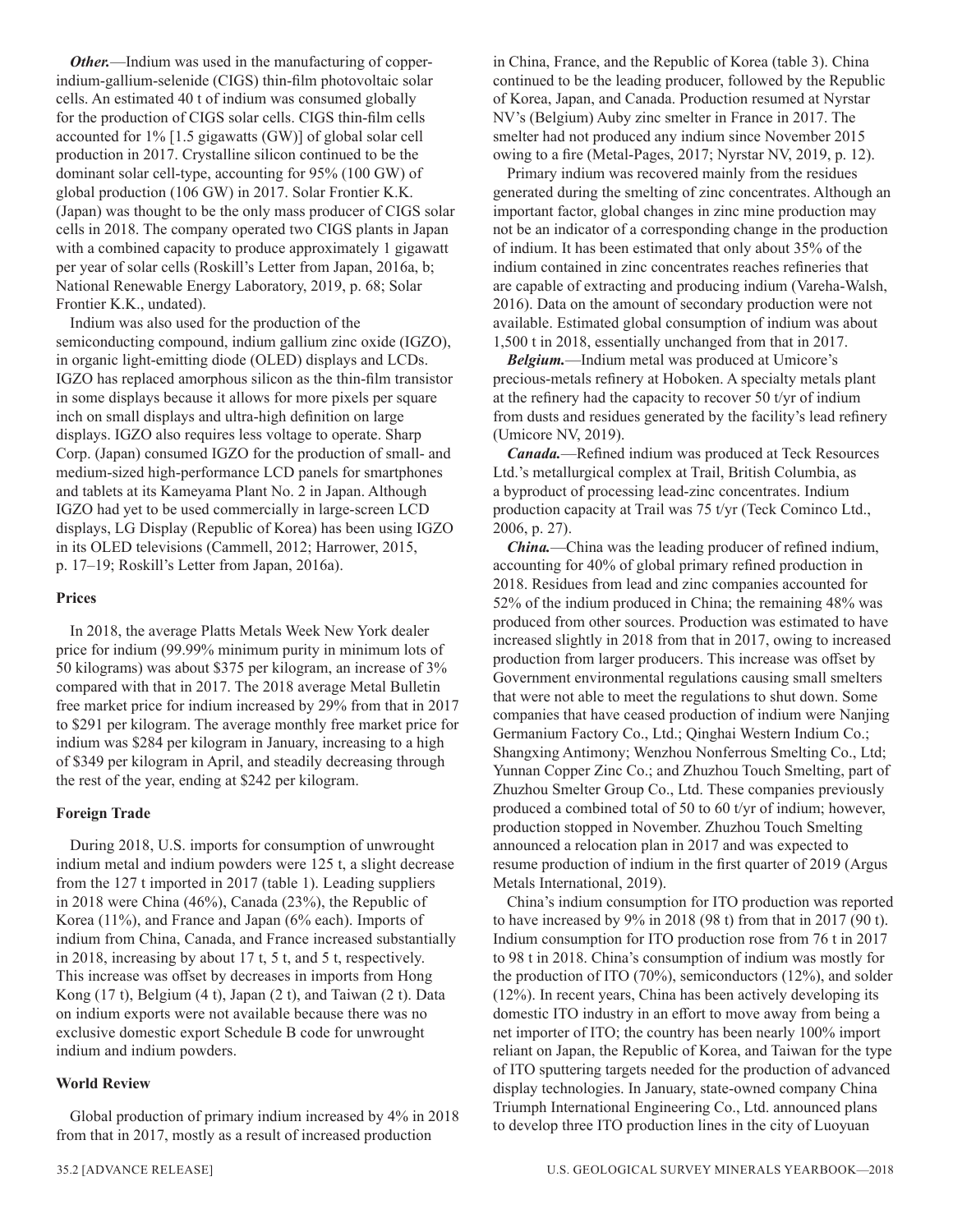*Other.*—Indium was used in the manufacturing of copper-indium-gallium-selenide (CIGS) thin-film photovoltaic solar cells. An estimated 40 t of indium was consumed globally for the production of CIGS solar cells. CIGS thin-film cells accounted for 1% [1.5 gigawatts (GW)] of global solar cell production in 2017. Crystalline silicon continued to be the dominant solar cell-type, accounting for 95% (100 GW) of global production (106 GW) in 2017. Solar Frontier K.K. (Japan) was thought to be the only mass producer of CIGS solar cells in 2018. The company operated two CIGS plants in Japan with a combined capacity to produce approximately 1 gigawatt per year of solar cells (Roskill's Letter from Japan, 2016a, b; National Renewable Energy Laboratory, 2019, p. 68; Solar Frontier K.K., undated).

Indium was also used for the production of the semiconducting compound, indium gallium zinc oxide (IGZO), in organic light-emitting diode (OLED) displays and LCDs. IGZO has replaced amorphous silicon as the thin-film transistor in some displays because it allows for more pixels per square inch on small displays and ultra-high definition on large displays. IGZO also requires less voltage to operate. Sharp Corp. (Japan) consumed IGZO for the production of small- and medium-sized high-performance LCD panels for smartphones and tablets at its Kameyama Plant No. 2 in Japan. Although IGZO had yet to be used commercially in large-screen LCD displays, LG Display (Republic of Korea) has been using IGZO in its OLED televisions (Cammell, 2012; Harrower, 2015, p. 17–19; Roskill's Letter from Japan, 2016a).

## Prices

In 2018, the average Platts Metals Week New York dealer price for indium (99.99% minimum purity in minimum lots of 50 kilograms) was about $375 per kilogram, an increase of 3% compared with that in 2017. The 2018 average Metal Bulletin free market price for indium increased by 29% from that in 2017 to $291 per kilogram. The average monthly free market price for indium was $284 per kilogram in January, increasing to a high of $349 per kilogram in April, and steadily decreasing through the rest of the year, ending at $242 per kilogram.

## Foreign Trade

During 2018, U.S. imports for consumption of unwrought indium metal and indium powders were 125 t, a slight decrease from the 127 t imported in 2017 (table 1). Leading suppliers in 2018 were China (46%), Canada (23%), the Republic of Korea (11%), and France and Japan (6% each). Imports of indium from China, Canada, and France increased substantially in 2018, increasing by about 17 t, 5 t, and 5 t, respectively. This increase was offset by decreases in imports from Hong Kong (17 t), Belgium (4 t), Japan (2 t), and Taiwan (2 t). Data on indium exports were not available because there was no exclusive domestic export Schedule B code for unwrought indium and indium powders.

## World Review

Global production of primary indium increased by 4% in 2018 from that in 2017, mostly as a result of increased production in China, France, and the Republic of Korea (table 3). China continued to be the leading producer, followed by the Republic of Korea, Japan, and Canada. Production resumed at Nyrstar NV's (Belgium) Auby zinc smelter in France in 2017. The smelter had not produced any indium since November 2015 owing to a fire (Metal-Pages, 2017; Nyrstar NV, 2019, p. 12).

Primary indium was recovered mainly from the residues generated during the smelting of zinc concentrates. Although an important factor, global changes in zinc mine production may not be an indicator of a corresponding change in the production of indium. It has been estimated that only about 35% of the indium contained in zinc concentrates reaches refineries that are capable of extracting and producing indium (Vareha-Walsh, 2016). Data on the amount of secondary production were not available. Estimated global consumption of indium was about 1,500 t in 2018, essentially unchanged from that in 2017.

*Belgium.*—Indium metal was produced at Umicore's precious-metals refinery at Hoboken. A specialty metals plant at the refinery had the capacity to recover 50 t/yr of indium from dusts and residues generated by the facility's lead refinery (Umicore NV, 2019).

*Canada.*—Refined indium was produced at Teck Resources Ltd.'s metallurgical complex at Trail, British Columbia, as a byproduct of processing lead-zinc concentrates. Indium production capacity at Trail was 75 t/yr (Teck Cominco Ltd., 2006, p. 27).

*China.*—China was the leading producer of refined indium, accounting for 40% of global primary refined production in 2018. Residues from lead and zinc companies accounted for 52% of the indium produced in China; the remaining 48% was produced from other sources. Production was estimated to have increased slightly in 2018 from that in 2017, owing to increased production from larger producers. This increase was offset by Government environmental regulations causing small smelters that were not able to meet the regulations to shut down. Some companies that have ceased production of indium were Nanjing Germanium Factory Co., Ltd.; Qinghai Western Indium Co.; Shangxing Antimony; Wenzhou Nonferrous Smelting Co., Ltd; Yunnan Copper Zinc Co.; and Zhuzhou Touch Smelting, part of Zhuzhou Smelter Group Co., Ltd. These companies previously produced a combined total of 50 to 60 t/yr of indium; however, production stopped in November. Zhuzhou Touch Smelting announced a relocation plan in 2017 and was expected to resume production of indium in the first quarter of 2019 (Argus Metals International, 2019).

China's indium consumption for ITO production was reported to have increased by 9% in 2018 (98 t) from that in 2017 (90 t). Indium consumption for ITO production rose from 76 t in 2017 to 98 t in 2018. China's consumption of indium was mostly for the production of ITO (70%), semiconductors (12%), and solder (12%). In recent years, China has been actively developing its domestic ITO industry in an effort to move away from being a net importer of ITO; the country has been nearly 100% import reliant on Japan, the Republic of Korea, and Taiwan for the type of ITO sputtering targets needed for the production of advanced display technologies. In January, state-owned company China Triumph International Engineering Co., Ltd. announced plans to develop three ITO production lines in the city of Luoyuan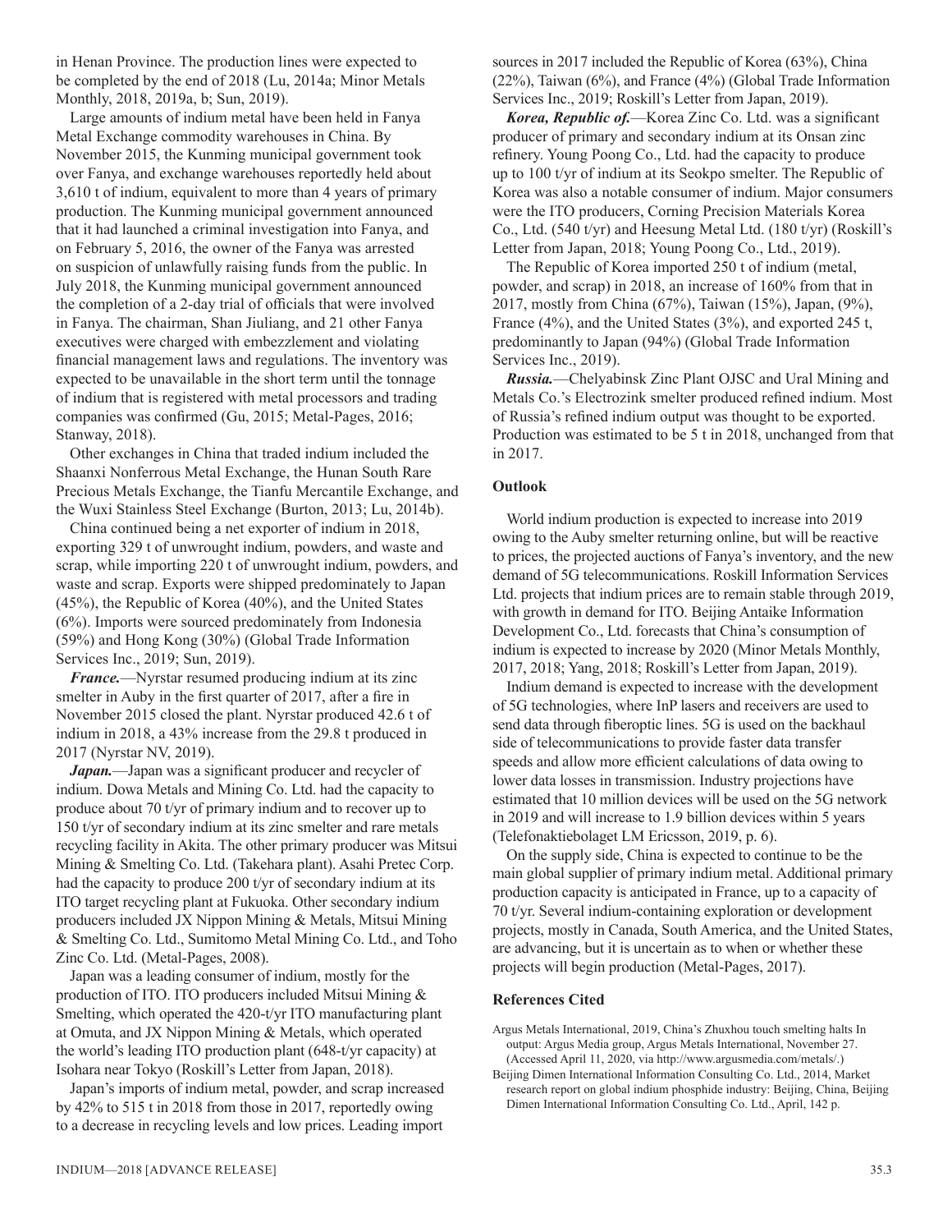in Henan Province. The production lines were expected to be completed by the end of 2018 (Lu, 2014a; Minor Metals Monthly, 2018, 2019a, b; Sun, 2019).

Large amounts of indium metal have been held in Fanya Metal Exchange commodity warehouses in China. By November 2015, the Kunming municipal government took over Fanya, and exchange warehouses reportedly held about 3,610 t of indium, equivalent to more than 4 years of primary production. The Kunming municipal government announced that it had launched a criminal investigation into Fanya, and on February 5, 2016, the owner of the Fanya was arrested on suspicion of unlawfully raising funds from the public. In July 2018, the Kunming municipal government announced the completion of a 2-day trial of officials that were involved in Fanya. The chairman, Shan Jiuliang, and 21 other Fanya executives were charged with embezzlement and violating financial management laws and regulations. The inventory was expected to be unavailable in the short term until the tonnage of indium that is registered with metal processors and trading companies was confirmed (Gu, 2015; Metal-Pages, 2016; Stanway, 2018).

Other exchanges in China that traded indium included the Shaanxi Nonferrous Metal Exchange, the Hunan South Rare Precious Metals Exchange, the Tianfu Mercantile Exchange, and the Wuxi Stainless Steel Exchange (Burton, 2013; Lu, 2014b).

China continued being a net exporter of indium in 2018, exporting 329 t of unwrought indium, powders, and waste and scrap, while importing 220 t of unwrought indium, powders, and waste and scrap. Exports were shipped predominately to Japan (45%), the Republic of Korea (40%), and the United States (6%). Imports were sourced predominately from Indonesia (59%) and Hong Kong (30%) (Global Trade Information Services Inc., 2019; Sun, 2019).

***France.***—Nyrstar resumed producing indium at its zinc smelter in Auby in the first quarter of 2017, after a fire in November 2015 closed the plant. Nyrstar produced 42.6 t of indium in 2018, a 43% increase from the 29.8 t produced in 2017 (Nyrstar NV, 2019).

***Japan.***—Japan was a significant producer and recycler of indium. Dowa Metals and Mining Co. Ltd. had the capacity to produce about 70 t/yr of primary indium and to recover up to 150 t/yr of secondary indium at its zinc smelter and rare metals recycling facility in Akita. The other primary producer was Mitsui Mining & Smelting Co. Ltd. (Takehara plant). Asahi Pretec Corp. had the capacity to produce 200 t/yr of secondary indium at its ITO target recycling plant at Fukuoka. Other secondary indium producers included JX Nippon Mining & Metals, Mitsui Mining & Smelting Co. Ltd., Sumitomo Metal Mining Co. Ltd., and Toho Zinc Co. Ltd. (Metal-Pages, 2008).

Japan was a leading consumer of indium, mostly for the production of ITO. ITO producers included Mitsui Mining & Smelting, which operated the 420-t/yr ITO manufacturing plant at Omuta, and JX Nippon Mining & Metals, which operated the world's leading ITO production plant (648-t/yr capacity) at Isohara near Tokyo (Roskill's Letter from Japan, 2018).

Japan's imports of indium metal, powder, and scrap increased by 42% to 515 t in 2018 from those in 2017, reportedly owing to a decrease in recycling levels and low prices. Leading import sources in 2017 included the Republic of Korea (63%), China (22%), Taiwan (6%), and France (4%) (Global Trade Information Services Inc., 2019; Roskill's Letter from Japan, 2019).

***Korea, Republic of.***—Korea Zinc Co. Ltd. was a significant producer of primary and secondary indium at its Onsan zinc refinery. Young Poong Co., Ltd. had the capacity to produce up to 100 t/yr of indium at its Seokpo smelter. The Republic of Korea was also a notable consumer of indium. Major consumers were the ITO producers, Corning Precision Materials Korea Co., Ltd. (540 t/yr) and Heesung Metal Ltd. (180 t/yr) (Roskill's Letter from Japan, 2018; Young Poong Co., Ltd., 2019).

The Republic of Korea imported 250 t of indium (metal, powder, and scrap) in 2018, an increase of 160% from that in 2017, mostly from China (67%), Taiwan (15%), Japan, (9%), France (4%), and the United States (3%), and exported 245 t, predominantly to Japan (94%) (Global Trade Information Services Inc., 2019).

***Russia.***—Chelyabinsk Zinc Plant OJSC and Ural Mining and Metals Co.'s Electrozink smelter produced refined indium. Most of Russia's refined indium output was thought to be exported. Production was estimated to be 5 t in 2018, unchanged from that in 2017.

## Outlook

World indium production is expected to increase into 2019 owing to the Auby smelter returning online, but will be reactive to prices, the projected auctions of Fanya's inventory, and the new demand of 5G telecommunications. Roskill Information Services Ltd. projects that indium prices are to remain stable through 2019, with growth in demand for ITO. Beijing Antaike Information Development Co., Ltd. forecasts that China's consumption of indium is expected to increase by 2020 (Minor Metals Monthly, 2017, 2018; Yang, 2018; Roskill's Letter from Japan, 2019).

Indium demand is expected to increase with the development of 5G technologies, where InP lasers and receivers are used to send data through fiberoptic lines. 5G is used on the backhaul side of telecommunications to provide faster data transfer speeds and allow more efficient calculations of data owing to lower data losses in transmission. Industry projections have estimated that 10 million devices will be used on the 5G network in 2019 and will increase to 1.9 billion devices within 5 years (Telefonaktiebolaget LM Ericsson, 2019, p. 6).

On the supply side, China is expected to continue to be the main global supplier of primary indium metal. Additional primary production capacity is anticipated in France, up to a capacity of 70 t/yr. Several indium-containing exploration or development projects, mostly in Canada, South America, and the United States, are advancing, but it is uncertain as to when or whether these projects will begin production (Metal-Pages, 2017).

## References Cited

Argus Metals International, 2019, China's Zhuxhou touch smelting halts In output: Argus Metals International, November 27. (Accessed April 11, 2020, via http://www.argusmedia.com/metals/.)

Beijing Dimen International Information Consulting Co. Ltd., 2014, Market research report on global indium phosphide industry: Beijing, China, Beijing Dimen International Information Consulting Co. Ltd., April, 142 p.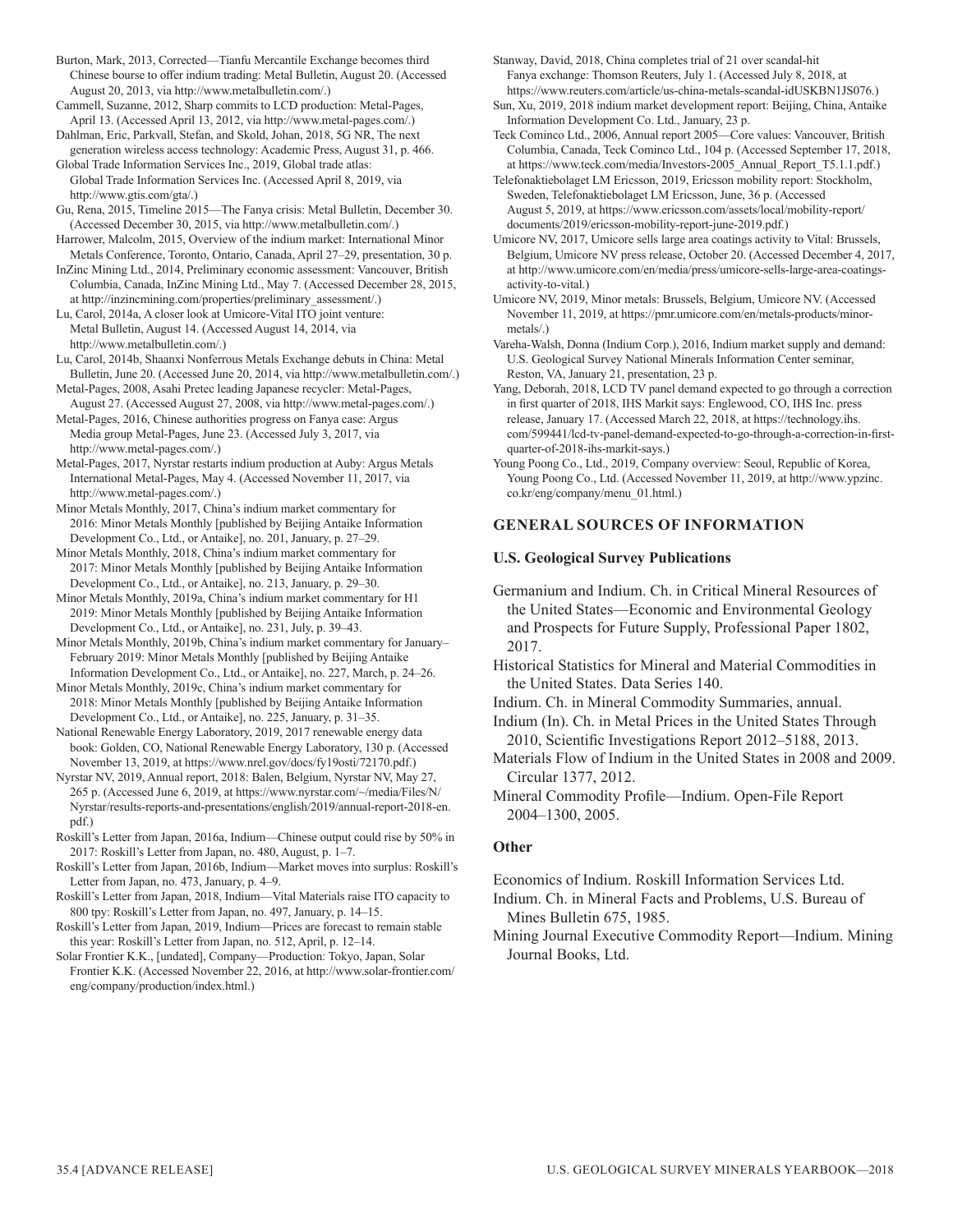Burton, Mark, 2013, Corrected—Tianfu Mercantile Exchange becomes third Chinese bourse to offer indium trading: Metal Bulletin, August 20. (Accessed August 20, 2013, via http://www.metalbulletin.com/.)

Cammell, Suzanne, 2012, Sharp commits to LCD production: Metal-Pages, April 13. (Accessed April 13, 2012, via http://www.metal-pages.com/.)

Dahlman, Eric, Parkvall, Stefan, and Skold, Johan, 2018, 5G NR, The next generation wireless access technology: Academic Press, August 31, p. 466.

Global Trade Information Services Inc., 2019, Global trade atlas: Global Trade Information Services Inc. (Accessed April 8, 2019, via http://www.gtis.com/gta/.)

Gu, Rena, 2015, Timeline 2015—The Fanya crisis: Metal Bulletin, December 30. (Accessed December 30, 2015, via http://www.metalbulletin.com/.)

Harrower, Malcolm, 2015, Overview of the indium market: International Minor Metals Conference, Toronto, Ontario, Canada, April 27–29, presentation, 30 p.

InZinc Mining Ltd., 2014, Preliminary economic assessment: Vancouver, British Columbia, Canada, InZinc Mining Ltd., May 7. (Accessed December 28, 2015, at http://inzincmining.com/properties/preliminary_assessment/.)

Lu, Carol, 2014a, A closer look at Umicore-Vital ITO joint venture: Metal Bulletin, August 14. (Accessed August 14, 2014, via http://www.metalbulletin.com/.)

Lu, Carol, 2014b, Shaanxi Nonferrous Metals Exchange debuts in China: Metal Bulletin, June 20. (Accessed June 20, 2014, via http://www.metalbulletin.com/.)

Metal-Pages, 2008, Asahi Pretec leading Japanese recycler: Metal-Pages, August 27. (Accessed August 27, 2008, via http://www.metal-pages.com/.)

Metal-Pages, 2016, Chinese authorities progress on Fanya case: Argus Media group Metal-Pages, June 23. (Accessed July 3, 2017, via http://www.metal-pages.com/.)

Metal-Pages, 2017, Nyrstar restarts indium production at Auby: Argus Metals International Metal-Pages, May 4. (Accessed November 11, 2017, via http://www.metal-pages.com/.)

Minor Metals Monthly, 2017, China's indium market commentary for 2016: Minor Metals Monthly [published by Beijing Antaike Information Development Co., Ltd., or Antaike], no. 201, January, p. 27–29.

Minor Metals Monthly, 2018, China's indium market commentary for 2017: Minor Metals Monthly [published by Beijing Antaike Information Development Co., Ltd., or Antaike], no. 213, January, p. 29–30.

Minor Metals Monthly, 2019a, China's indium market commentary for H1 2019: Minor Metals Monthly [published by Beijing Antaike Information Development Co., Ltd., or Antaike], no. 231, July, p. 39–43.

Minor Metals Monthly, 2019b, China's indium market commentary for January–February 2019: Minor Metals Monthly [published by Beijing Antaike Information Development Co., Ltd., or Antaike], no. 227, March, p. 24–26.

Minor Metals Monthly, 2019c, China's indium market commentary for 2018: Minor Metals Monthly [published by Beijing Antaike Information Development Co., Ltd., or Antaike], no. 225, January, p. 31–35.

National Renewable Energy Laboratory, 2019, 2017 renewable energy data book: Golden, CO, National Renewable Energy Laboratory, 130 p. (Accessed November 13, 2019, at https://www.nrel.gov/docs/fy19osti/72170.pdf.)

Nyrstar NV, 2019, Annual report, 2018: Balen, Belgium, Nyrstar NV, May 27, 265 p. (Accessed June 6, 2019, at https://www.nyrstar.com/~/media/Files/N/Nyrstar/results-reports-and-presentations/english/2019/annual-report-2018-en.pdf.)

Roskill's Letter from Japan, 2016a, Indium—Chinese output could rise by 50% in 2017: Roskill's Letter from Japan, no. 480, August, p. 1–7.

Roskill's Letter from Japan, 2016b, Indium—Market moves into surplus: Roskill's Letter from Japan, no. 473, January, p. 4–9.

Roskill's Letter from Japan, 2018, Indium—Vital Materials raise ITO capacity to 800 tpy: Roskill's Letter from Japan, no. 497, January, p. 14–15.

Roskill's Letter from Japan, 2019, Indium—Prices are forecast to remain stable this year: Roskill's Letter from Japan, no. 512, April, p. 12–14.

Solar Frontier K.K., [undated], Company—Production: Tokyo, Japan, Solar Frontier K.K. (Accessed November 22, 2016, at http://www.solar-frontier.com/eng/company/production/index.html.)

Stanway, David, 2018, China completes trial of 21 over scandal-hit Fanya exchange: Thomson Reuters, July 1. (Accessed July 8, 2018, at https://www.reuters.com/article/us-china-metals-scandal-idUSKBN1JS076.)

Sun, Xu, 2019, 2018 indium market development report: Beijing, China, Antaike Information Development Co. Ltd., January, 23 p.

Teck Cominco Ltd., 2006, Annual report 2005—Core values: Vancouver, British Columbia, Canada, Teck Cominco Ltd., 104 p. (Accessed September 17, 2018, at https://www.teck.com/media/Investors-2005_Annual_Report_T5.1.1.pdf.)

Telefonaktiebolaget LM Ericsson, 2019, Ericsson mobility report: Stockholm, Sweden, Telefonaktiebolaget LM Ericsson, June, 36 p. (Accessed August 5, 2019, at https://www.ericsson.com/assets/local/mobility-report/documents/2019/ericsson-mobility-report-june-2019.pdf.)

Umicore NV, 2017, Umicore sells large area coatings activity to Vital: Brussels, Belgium, Umicore NV press release, October 20. (Accessed December 4, 2017, at http://www.umicore.com/en/media/press/umicore-sells-large-area-coatings-activity-to-vital.)

Umicore NV, 2019, Minor metals: Brussels, Belgium, Umicore NV. (Accessed November 11, 2019, at https://pmr.umicore.com/en/metals-products/minor-metals/.)

Vareha-Walsh, Donna (Indium Corp.), 2016, Indium market supply and demand: U.S. Geological Survey National Minerals Information Center seminar, Reston, VA, January 21, presentation, 23 p.

Yang, Deborah, 2018, LCD TV panel demand expected to go through a correction in first quarter of 2018, IHS Markit says: Englewood, CO, IHS Inc. press release, January 17. (Accessed March 22, 2018, at https://technology.ihs.com/599441/lcd-tv-panel-demand-expected-to-go-through-a-correction-in-first-quarter-of-2018-ihs-markit-says.)

Young Poong Co., Ltd., 2019, Company overview: Seoul, Republic of Korea, Young Poong Co., Ltd. (Accessed November 11, 2019, at http://www.ypzinc.co.kr/eng/company/menu_01.html.)

## GENERAL SOURCES OF INFORMATION

### U.S. Geological Survey Publications

Germanium and Indium. Ch. in Critical Mineral Resources of the United States—Economic and Environmental Geology and Prospects for Future Supply, Professional Paper 1802, 2017.

Historical Statistics for Mineral and Material Commodities in the United States. Data Series 140.

Indium. Ch. in Mineral Commodity Summaries, annual.

Indium (In). Ch. in Metal Prices in the United States Through 2010, Scientific Investigations Report 2012–5188, 2013.

Materials Flow of Indium in the United States in 2008 and 2009. Circular 1377, 2012.

Mineral Commodity Profile—Indium. Open-File Report 2004–1300, 2005.

### Other

Economics of Indium. Roskill Information Services Ltd.

Indium. Ch. in Mineral Facts and Problems, U.S. Bureau of Mines Bulletin 675, 1985.

Mining Journal Executive Commodity Report—Indium. Mining Journal Books, Ltd.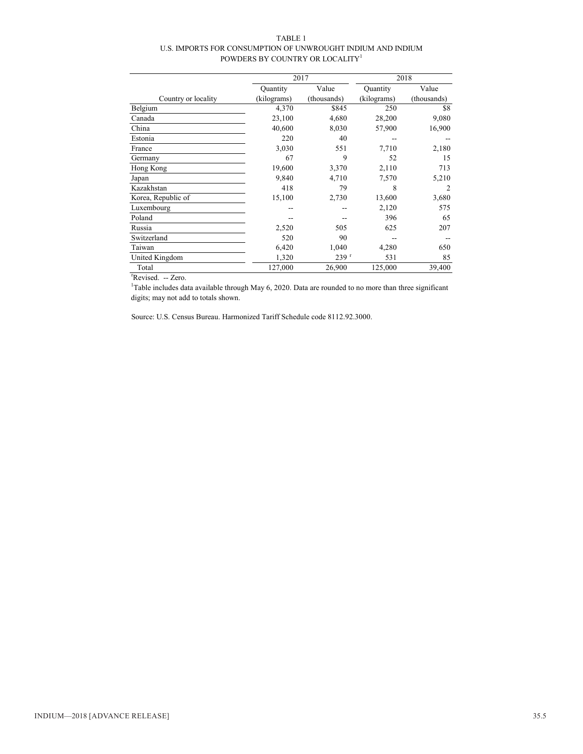TABLE 1
U.S. IMPORTS FOR CONSUMPTION OF UNWROUGHT INDIUM AND INDIUM POWDERS BY COUNTRY OR LOCALITY[1]

| | 2017 | | 2018 | |
|---|---|---|---|---|
| Country or locality | Quantity (kilograms) | Value (thousands) | Quantity (kilograms) | Value (thousands) |
| Belgium | 4,370 | $845 | 250 | $8 |
| Canada | 23,100 | 4,680 | 28,200 | 9,080 |
| China | 40,600 | 8,030 | 57,900 | 16,900 |
| Estonia | 220 | 40 | -- | -- |
| France | 3,030 | 551 | 7,710 | 2,180 |
| Germany | 67 | 9 | 52 | 15 |
| Hong Kong | 19,600 | 3,370 | 2,110 | 713 |
| Japan | 9,840 | 4,710 | 7,570 | 5,210 |
| Kazakhstan | 418 | 79 | 8 | 2 |
| Korea, Republic of | 15,100 | 2,730 | 13,600 | 3,680 |
| Luxembourg | -- | -- | 2,120 | 575 |
| Poland | -- | -- | 396 | 65 |
| Russia | 2,520 | 505 | 625 | 207 |
| Switzerland | 520 | 90 | -- | -- |
| Taiwan | 6,420 | 1,040 | 4,280 | 650 |
| United Kingdom | 1,320 | 239 [r] | 531 | 85 |
| Total | 127,000 | 26,900 | 125,000 | 39,400 |

[r]Revised. -- Zero.

[1]Table includes data available through May 6, 2020. Data are rounded to no more than three significant digits; may not add to totals shown.

Source: U.S. Census Bureau. Harmonized Tariff Schedule code 8112.92.3000.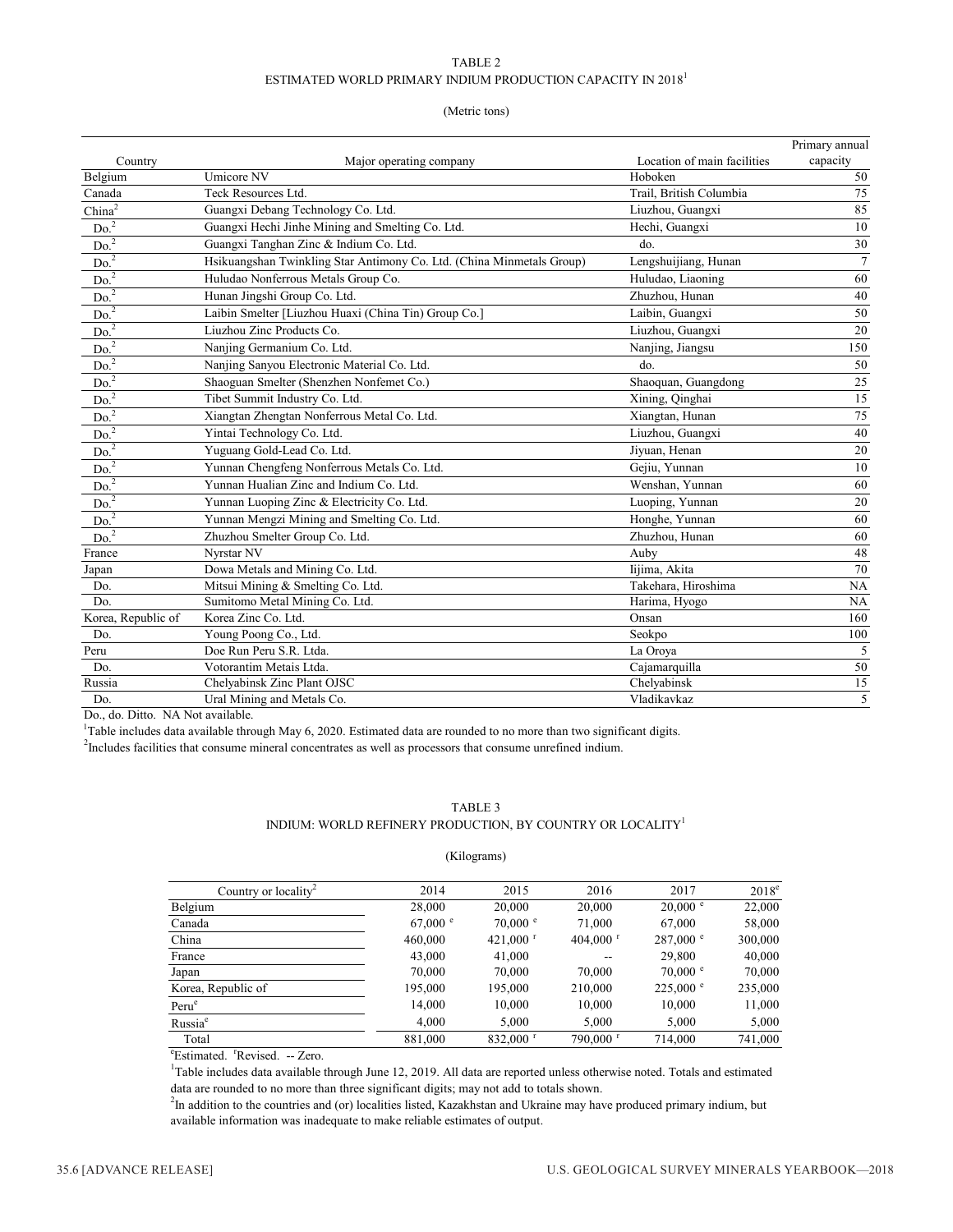TABLE 2
ESTIMATED WORLD PRIMARY INDIUM PRODUCTION CAPACITY IN 2018[1]

(Metric tons)

| Country | Major operating company | Location of main facilities | Primary annual capacity |
|---|---|---|---|
| Belgium | Umicore NV | Hoboken | 50 |
| Canada | Teck Resources Ltd. | Trail, British Columbia | 75 |
| China[2] | Guangxi Debang Technology Co. Ltd. | Liuzhou, Guangxi | 85 |
| Do.[2] | Guangxi Hechi Jinhe Mining and Smelting Co. Ltd. | Hechi, Guangxi | 10 |
| Do.[2] | Guangxi Tanghan Zinc & Indium Co. Ltd. | do. | 30 |
| Do.[2] | Hsikuangshan Twinkling Star Antimony Co. Ltd. (China Minmetals Group) | Lengshuijiang, Hunan | 7 |
| Do.[2] | Huludao Nonferrous Metals Group Co. | Huludao, Liaoning | 60 |
| Do.[2] | Hunan Jingshi Group Co. Ltd. | Zhuzhou, Hunan | 40 |
| Do.[2] | Laibin Smelter [Liuzhou Huaxi (China Tin) Group Co.] | Laibin, Guangxi | 50 |
| Do.[2] | Liuzhou Zinc Products Co. | Liuzhou, Guangxi | 20 |
| Do.[2] | Nanjing Germanium Co. Ltd. | Nanjing, Jiangsu | 150 |
| Do.[2] | Nanjing Sanyou Electronic Material Co. Ltd. | do. | 50 |
| Do.[2] | Shaoguan Smelter (Shenzhen Nonfemet Co.) | Shaoquan, Guangdong | 25 |
| Do.[2] | Tibet Summit Industry Co. Ltd. | Xining, Qinghai | 15 |
| Do.[2] | Xiangtan Zhengtan Nonferrous Metal Co. Ltd. | Xiangtan, Hunan | 75 |
| Do.[2] | Yintai Technology Co. Ltd. | Liuzhou, Guangxi | 40 |
| Do.[2] | Yuguang Gold-Lead Co. Ltd. | Jiyuan, Henan | 20 |
| Do.[2] | Yunnan Chengfeng Nonferrous Metals Co. Ltd. | Gejiu, Yunnan | 10 |
| Do.[2] | Yunnan Hualian Zinc and Indium Co. Ltd. | Wenshan, Yunnan | 60 |
| Do.[2] | Yunnan Luoping Zinc & Electricity Co. Ltd. | Luoping, Yunnan | 20 |
| Do.[2] | Yunnan Mengzi Mining and Smelting Co. Ltd. | Honghe, Yunnan | 60 |
| Do.[2] | Zhuzhou Smelter Group Co. Ltd. | Zhuzhou, Hunan | 60 |
| France | Nyrstar NV | Auby | 48 |
| Japan | Dowa Metals and Mining Co. Ltd. | Iijima, Akita | 70 |
| Do. | Mitsui Mining & Smelting Co. Ltd. | Takehara, Hiroshima | NA |
| Do. | Sumitomo Metal Mining Co. Ltd. | Harima, Hyogo | NA |
| Korea, Republic of | Korea Zinc Co. Ltd. | Onsan | 160 |
| Do. | Young Poong Co., Ltd. | Seokpo | 100 |
| Peru | Doe Run Peru S.R. Ltda. | La Oroya | 5 |
| Do. | Votorantim Metais Ltda. | Cajamarquilla | 50 |
| Russia | Chelyabinsk Zinc Plant OJSC | Chelyabinsk | 15 |
| Do. | Ural Mining and Metals Co. | Vladikavkaz | 5 |

Do., do. Ditto. NA Not available.

[1]Table includes data available through May 6, 2020. Estimated data are rounded to no more than two significant digits.

[2]Includes facilities that consume mineral concentrates as well as processors that consume unrefined indium.

TABLE 3
INDIUM: WORLD REFINERY PRODUCTION, BY COUNTRY OR LOCALITY[1]

(Kilograms)

| Country or locality[2] | 2014 | 2015 | 2016 | 2017 | 2018[e] |
|---|---|---|---|---|---|
| Belgium | 28,000 | 20,000 | 20,000 | 20,000 [e] | 22,000 |
| Canada | 67,000 [e] | 70,000 [e] | 71,000 | 67,000 | 58,000 |
| China | 460,000 | 421,000 [r] | 404,000 [r] | 287,000 [e] | 300,000 |
| France | 43,000 | 41,000 | -- | 29,800 | 40,000 |
| Japan | 70,000 | 70,000 | 70,000 | 70,000 [e] | 70,000 |
| Korea, Republic of | 195,000 | 195,000 | 210,000 | 225,000 [e] | 235,000 |
| Peru[e] | 14,000 | 10,000 | 10,000 | 10,000 | 11,000 |
| Russia[e] | 4,000 | 5,000 | 5,000 | 5,000 | 5,000 |
| Total | 881,000 | 832,000 [r] | 790,000 [r] | 714,000 | 741,000 |

[e]Estimated. [r]Revised. -- Zero.

[1]Table includes data available through June 12, 2019. All data are reported unless otherwise noted. Totals and estimated data are rounded to no more than three significant digits; may not add to totals shown.

[2]In addition to the countries and (or) localities listed, Kazakhstan and Ukraine may have produced primary indium, but available information was inadequate to make reliable estimates of output.